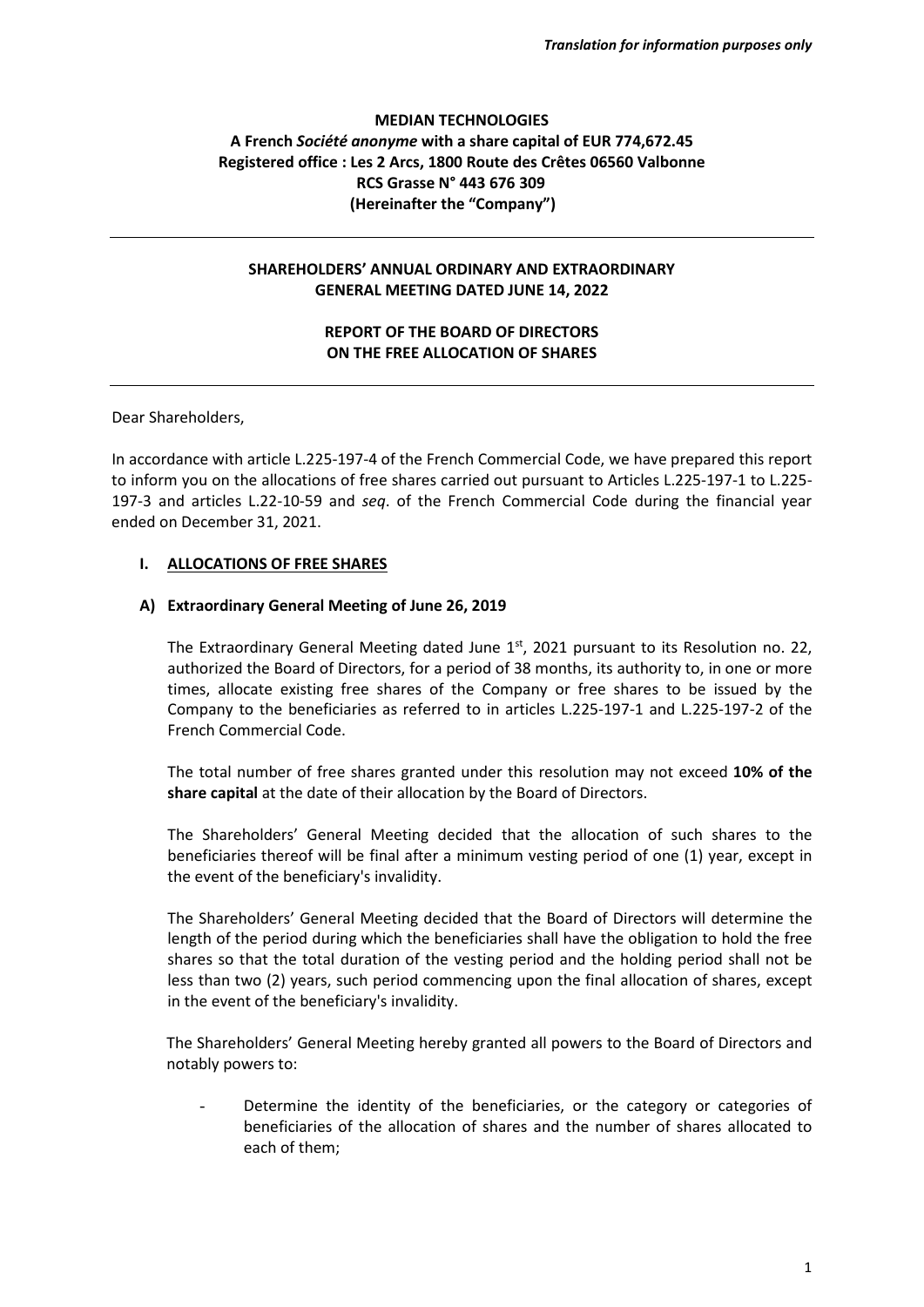*Translation for information purposes only*

**MEDIAN TECHNOLOGIES**
**A French *Société anonyme* with a share capital of EUR 774,672.45**
**Registered office : Les 2 Arcs, 1800 Route des Crêtes 06560 Valbonne**
**RCS Grasse N° 443 676 309**
**(Hereinafter the "Company")**

---

**SHAREHOLDERS' ANNUAL ORDINARY AND EXTRAORDINARY GENERAL MEETING DATED JUNE 14, 2022**

**REPORT OF THE BOARD OF DIRECTORS ON THE FREE ALLOCATION OF SHARES**

---

Dear Shareholders,

In accordance with article L.225-197-4 of the French Commercial Code, we have prepared this report to inform you on the allocations of free shares carried out pursuant to Articles L.225-197-1 to L.225-197-3 and articles L.22-10-59 and *seq*. of the French Commercial Code during the financial year ended on December 31, 2021.

## I. ALLOCATIONS OF FREE SHARES

### A) Extraordinary General Meeting of June 26, 2019

The Extraordinary General Meeting dated June 1st, 2021 pursuant to its Resolution no. 22, authorized the Board of Directors, for a period of 38 months, its authority to, in one or more times, allocate existing free shares of the Company or free shares to be issued by the Company to the beneficiaries as referred to in articles L.225-197-1 and L.225-197-2 of the French Commercial Code.

The total number of free shares granted under this resolution may not exceed **10% of the share capital** at the date of their allocation by the Board of Directors.

The Shareholders' General Meeting decided that the allocation of such shares to the beneficiaries thereof will be final after a minimum vesting period of one (1) year, except in the event of the beneficiary's invalidity.

The Shareholders' General Meeting decided that the Board of Directors will determine the length of the period during which the beneficiaries shall have the obligation to hold the free shares so that the total duration of the vesting period and the holding period shall not be less than two (2) years, such period commencing upon the final allocation of shares, except in the event of the beneficiary's invalidity.

The Shareholders' General Meeting hereby granted all powers to the Board of Directors and notably powers to:

- Determine the identity of the beneficiaries, or the category or categories of beneficiaries of the allocation of shares and the number of shares allocated to each of them;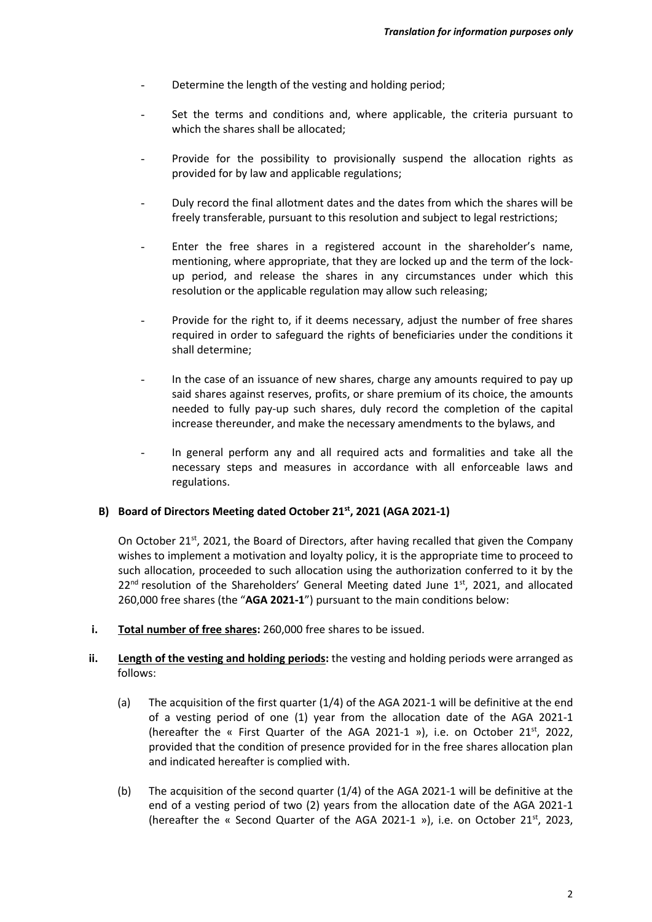- Determine the length of the vesting and holding period;
- Set the terms and conditions and, where applicable, the criteria pursuant to which the shares shall be allocated;
- Provide for the possibility to provisionally suspend the allocation rights as provided for by law and applicable regulations;
- Duly record the final allotment dates and the dates from which the shares will be freely transferable, pursuant to this resolution and subject to legal restrictions;
- Enter the free shares in a registered account in the shareholder's name, mentioning, where appropriate, that they are locked up and the term of the lock-up period, and release the shares in any circumstances under which this resolution or the applicable regulation may allow such releasing;
- Provide for the right to, if it deems necessary, adjust the number of free shares required in order to safeguard the rights of beneficiaries under the conditions it shall determine;
- In the case of an issuance of new shares, charge any amounts required to pay up said shares against reserves, profits, or share premium of its choice, the amounts needed to fully pay-up such shares, duly record the completion of the capital increase thereunder, and make the necessary amendments to the bylaws, and
- In general perform any and all required acts and formalities and take all the necessary steps and measures in accordance with all enforceable laws and regulations.

### B) Board of Directors Meeting dated October 21st, 2021 (AGA 2021-1)

On October 21st, 2021, the Board of Directors, after having recalled that given the Company wishes to implement a motivation and loyalty policy, it is the appropriate time to proceed to such allocation, proceeded to such allocation using the authorization conferred to it by the 22nd resolution of the Shareholders' General Meeting dated June 1st, 2021, and allocated 260,000 free shares (the "**AGA 2021-1**") pursuant to the main conditions below:

**i. Total number of free shares:** 260,000 free shares to be issued.

**ii. Length of the vesting and holding periods:** the vesting and holding periods were arranged as follows:

(a) The acquisition of the first quarter (1/4) of the AGA 2021-1 will be definitive at the end of a vesting period of one (1) year from the allocation date of the AGA 2021-1 (hereafter the « First Quarter of the AGA 2021-1 »), i.e. on October 21st, 2022, provided that the condition of presence provided for in the free shares allocation plan and indicated hereafter is complied with.

(b) The acquisition of the second quarter (1/4) of the AGA 2021-1 will be definitive at the end of a vesting period of two (2) years from the allocation date of the AGA 2021-1 (hereafter the « Second Quarter of the AGA 2021-1 »), i.e. on October 21st, 2023,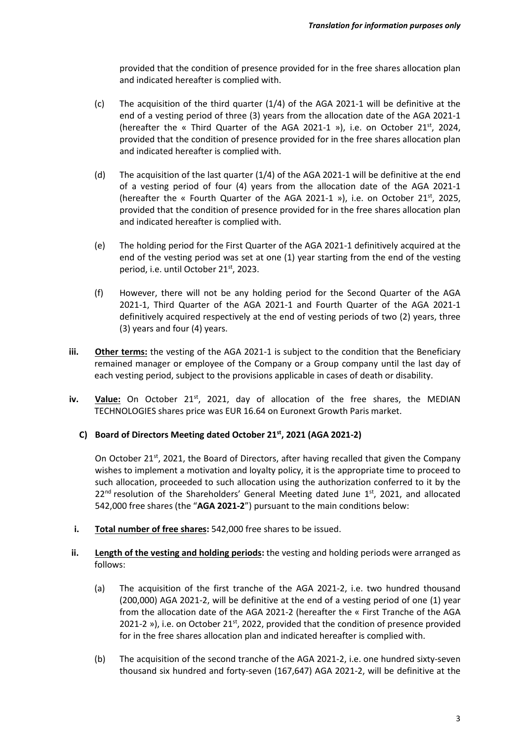provided that the condition of presence provided for in the free shares allocation plan and indicated hereafter is complied with.

(c) The acquisition of the third quarter (1/4) of the AGA 2021-1 will be definitive at the end of a vesting period of three (3) years from the allocation date of the AGA 2021-1 (hereafter the « Third Quarter of the AGA 2021-1 »), i.e. on October 21st, 2024, provided that the condition of presence provided for in the free shares allocation plan and indicated hereafter is complied with.

(d) The acquisition of the last quarter (1/4) of the AGA 2021-1 will be definitive at the end of a vesting period of four (4) years from the allocation date of the AGA 2021-1 (hereafter the « Fourth Quarter of the AGA 2021-1 »), i.e. on October 21st, 2025, provided that the condition of presence provided for in the free shares allocation plan and indicated hereafter is complied with.

(e) The holding period for the First Quarter of the AGA 2021-1 definitively acquired at the end of the vesting period was set at one (1) year starting from the end of the vesting period, i.e. until October 21st, 2023.

(f) However, there will not be any holding period for the Second Quarter of the AGA 2021-1, Third Quarter of the AGA 2021-1 and Fourth Quarter of the AGA 2021-1 definitively acquired respectively at the end of vesting periods of two (2) years, three (3) years and four (4) years.

**iii.** **Other terms:** the vesting of the AGA 2021-1 is subject to the condition that the Beneficiary remained manager or employee of the Company or a Group company until the last day of each vesting period, subject to the provisions applicable in cases of death or disability.

**iv.** **Value:** On October 21st, 2021, day of allocation of the free shares, the MEDIAN TECHNOLOGIES shares price was EUR 16.64 on Euronext Growth Paris market.

### C) Board of Directors Meeting dated October 21st, 2021 (AGA 2021-2)

On October 21st, 2021, the Board of Directors, after having recalled that given the Company wishes to implement a motivation and loyalty policy, it is the appropriate time to proceed to such allocation, proceeded to such allocation using the authorization conferred to it by the 22nd resolution of the Shareholders' General Meeting dated June 1st, 2021, and allocated 542,000 free shares (the "**AGA 2021-2**") pursuant to the main conditions below:

**i.** **Total number of free shares:** 542,000 free shares to be issued.

**ii.** **Length of the vesting and holding periods:** the vesting and holding periods were arranged as follows:

(a) The acquisition of the first tranche of the AGA 2021-2, i.e. two hundred thousand (200,000) AGA 2021-2, will be definitive at the end of a vesting period of one (1) year from the allocation date of the AGA 2021-2 (hereafter the « First Tranche of the AGA 2021-2 »), i.e. on October 21st, 2022, provided that the condition of presence provided for in the free shares allocation plan and indicated hereafter is complied with.

(b) The acquisition of the second tranche of the AGA 2021-2, i.e. one hundred sixty-seven thousand six hundred and forty-seven (167,647) AGA 2021-2, will be definitive at the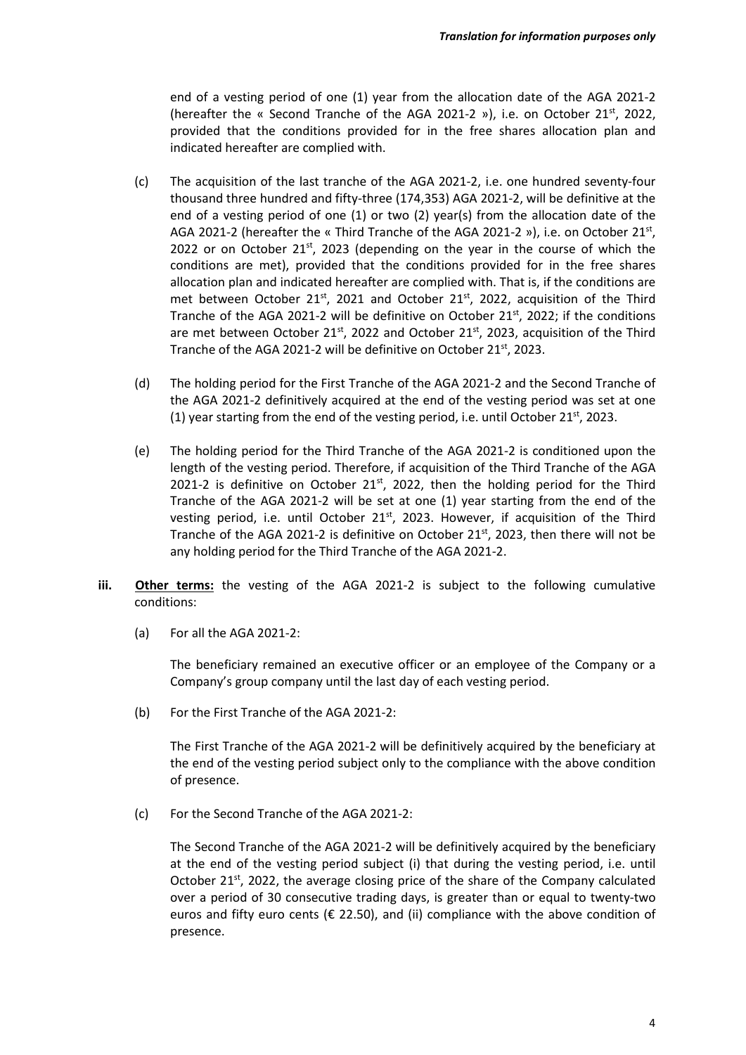end of a vesting period of one (1) year from the allocation date of the AGA 2021-2 (hereafter the « Second Tranche of the AGA 2021-2 »), i.e. on October 21st, 2022, provided that the conditions provided for in the free shares allocation plan and indicated hereafter are complied with.

(c) The acquisition of the last tranche of the AGA 2021-2, i.e. one hundred seventy-four thousand three hundred and fifty-three (174,353) AGA 2021-2, will be definitive at the end of a vesting period of one (1) or two (2) year(s) from the allocation date of the AGA 2021-2 (hereafter the « Third Tranche of the AGA 2021-2 »), i.e. on October 21st, 2022 or on October 21st, 2023 (depending on the year in the course of which the conditions are met), provided that the conditions provided for in the free shares allocation plan and indicated hereafter are complied with. That is, if the conditions are met between October 21st, 2021 and October 21st, 2022, acquisition of the Third Tranche of the AGA 2021-2 will be definitive on October 21st, 2022; if the conditions are met between October 21st, 2022 and October 21st, 2023, acquisition of the Third Tranche of the AGA 2021-2 will be definitive on October 21st, 2023.

(d) The holding period for the First Tranche of the AGA 2021-2 and the Second Tranche of the AGA 2021-2 definitively acquired at the end of the vesting period was set at one (1) year starting from the end of the vesting period, i.e. until October 21st, 2023.

(e) The holding period for the Third Tranche of the AGA 2021-2 is conditioned upon the length of the vesting period. Therefore, if acquisition of the Third Tranche of the AGA 2021-2 is definitive on October 21st, 2022, then the holding period for the Third Tranche of the AGA 2021-2 will be set at one (1) year starting from the end of the vesting period, i.e. until October 21st, 2023. However, if acquisition of the Third Tranche of the AGA 2021-2 is definitive on October 21st, 2023, then there will not be any holding period for the Third Tranche of the AGA 2021-2.

**iii.** **Other terms:** the vesting of the AGA 2021-2 is subject to the following cumulative conditions:

(a) For all the AGA 2021-2:

The beneficiary remained an executive officer or an employee of the Company or a Company's group company until the last day of each vesting period.

(b) For the First Tranche of the AGA 2021-2:

The First Tranche of the AGA 2021-2 will be definitively acquired by the beneficiary at the end of the vesting period subject only to the compliance with the above condition of presence.

(c) For the Second Tranche of the AGA 2021-2:

The Second Tranche of the AGA 2021-2 will be definitively acquired by the beneficiary at the end of the vesting period subject (i) that during the vesting period, i.e. until October 21st, 2022, the average closing price of the share of the Company calculated over a period of 30 consecutive trading days, is greater than or equal to twenty-two euros and fifty euro cents (€ 22.50), and (ii) compliance with the above condition of presence.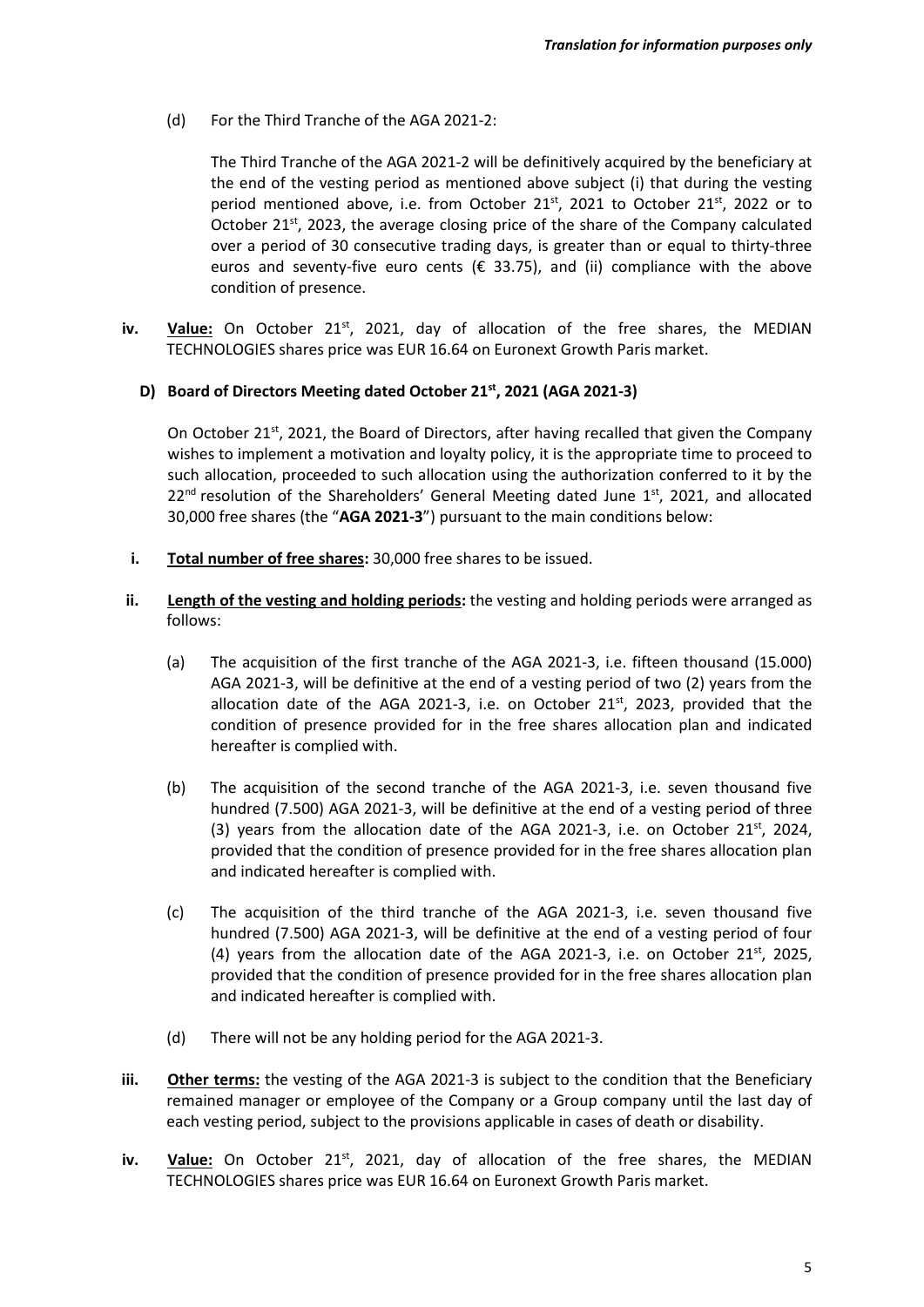(d) For the Third Tranche of the AGA 2021-2:

The Third Tranche of the AGA 2021-2 will be definitively acquired by the beneficiary at the end of the vesting period as mentioned above subject (i) that during the vesting period mentioned above, i.e. from October 21st, 2021 to October 21st, 2022 or to October 21st, 2023, the average closing price of the share of the Company calculated over a period of 30 consecutive trading days, is greater than or equal to thirty-three euros and seventy-five euro cents (€ 33.75), and (ii) compliance with the above condition of presence.

**iv.** **Value:** On October 21st, 2021, day of allocation of the free shares, the MEDIAN TECHNOLOGIES shares price was EUR 16.64 on Euronext Growth Paris market.

### D) Board of Directors Meeting dated October 21st, 2021 (AGA 2021-3)

On October 21st, 2021, the Board of Directors, after having recalled that given the Company wishes to implement a motivation and loyalty policy, it is the appropriate time to proceed to such allocation, proceeded to such allocation using the authorization conferred to it by the 22nd resolution of the Shareholders' General Meeting dated June 1st, 2021, and allocated 30,000 free shares (the "**AGA 2021-3**") pursuant to the main conditions below:

**i.** **Total number of free shares:** 30,000 free shares to be issued.

**ii.** **Length of the vesting and holding periods:** the vesting and holding periods were arranged as follows:

(a) The acquisition of the first tranche of the AGA 2021-3, i.e. fifteen thousand (15.000) AGA 2021-3, will be definitive at the end of a vesting period of two (2) years from the allocation date of the AGA 2021-3, i.e. on October 21st, 2023, provided that the condition of presence provided for in the free shares allocation plan and indicated hereafter is complied with.

(b) The acquisition of the second tranche of the AGA 2021-3, i.e. seven thousand five hundred (7.500) AGA 2021-3, will be definitive at the end of a vesting period of three (3) years from the allocation date of the AGA 2021-3, i.e. on October 21st, 2024, provided that the condition of presence provided for in the free shares allocation plan and indicated hereafter is complied with.

(c) The acquisition of the third tranche of the AGA 2021-3, i.e. seven thousand five hundred (7.500) AGA 2021-3, will be definitive at the end of a vesting period of four (4) years from the allocation date of the AGA 2021-3, i.e. on October 21st, 2025, provided that the condition of presence provided for in the free shares allocation plan and indicated hereafter is complied with.

(d) There will not be any holding period for the AGA 2021-3.

**iii.** **Other terms:** the vesting of the AGA 2021-3 is subject to the condition that the Beneficiary remained manager or employee of the Company or a Group company until the last day of each vesting period, subject to the provisions applicable in cases of death or disability.

**iv.** **Value:** On October 21st, 2021, day of allocation of the free shares, the MEDIAN TECHNOLOGIES shares price was EUR 16.64 on Euronext Growth Paris market.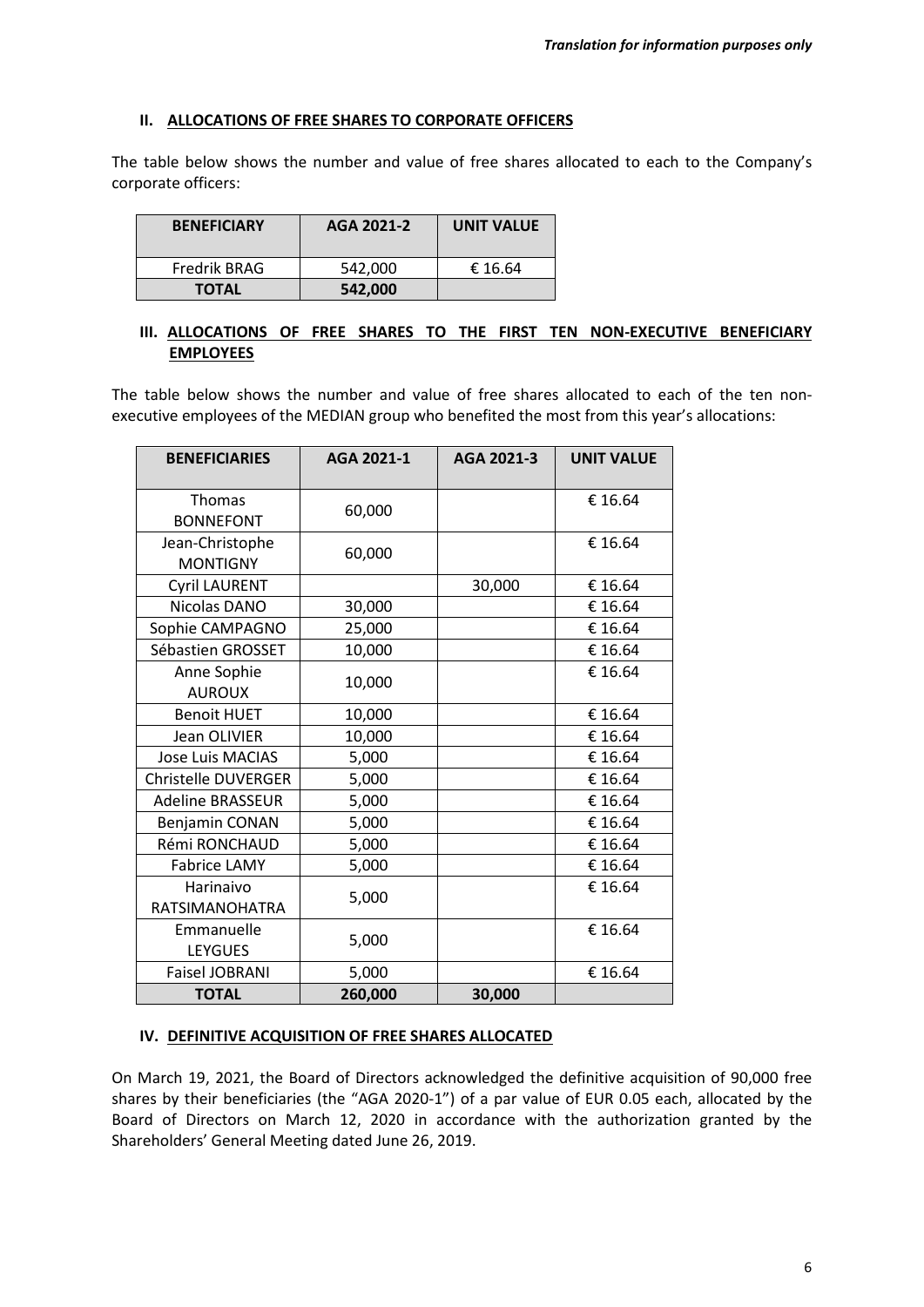*Translation for information purposes only*

## II. ALLOCATIONS OF FREE SHARES TO CORPORATE OFFICERS

The table below shows the number and value of free shares allocated to each to the Company's corporate officers:

| BENEFICIARY | AGA 2021-2 | UNIT VALUE |
|---|---|---|
| Fredrik BRAG | 542,000 | € 16.64 |
| **TOTAL** | **542,000** | |

## III. ALLOCATIONS OF FREE SHARES TO THE FIRST TEN NON-EXECUTIVE BENEFICIARY EMPLOYEES

The table below shows the number and value of free shares allocated to each of the ten non-executive employees of the MEDIAN group who benefited the most from this year's allocations:

| BENEFICIARIES | AGA 2021-1 | AGA 2021-3 | UNIT VALUE |
|---|---|---|---|
| Thomas BONNEFONT | 60,000 | | € 16.64 |
| Jean-Christophe MONTIGNY | 60,000 | | € 16.64 |
| Cyril LAURENT | | 30,000 | € 16.64 |
| Nicolas DANO | 30,000 | | € 16.64 |
| Sophie CAMPAGNO | 25,000 | | € 16.64 |
| Sébastien GROSSET | 10,000 | | € 16.64 |
| Anne Sophie AUROUX | 10,000 | | € 16.64 |
| Benoit HUET | 10,000 | | € 16.64 |
| Jean OLIVIER | 10,000 | | € 16.64 |
| Jose Luis MACIAS | 5,000 | | € 16.64 |
| Christelle DUVERGER | 5,000 | | € 16.64 |
| Adeline BRASSEUR | 5,000 | | € 16.64 |
| Benjamin CONAN | 5,000 | | € 16.64 |
| Rémi RONCHAUD | 5,000 | | € 16.64 |
| Fabrice LAMY | 5,000 | | € 16.64 |
| Harinaivo RATSIMANOHATRA | 5,000 | | € 16.64 |
| Emmanuelle LEYGUES | 5,000 | | € 16.64 |
| Faisel JOBRANI | 5,000 | | € 16.64 |
| **TOTAL** | **260,000** | **30,000** | |

## IV. DEFINITIVE ACQUISITION OF FREE SHARES ALLOCATED

On March 19, 2021, the Board of Directors acknowledged the definitive acquisition of 90,000 free shares by their beneficiaries (the "AGA 2020-1") of a par value of EUR 0.05 each, allocated by the Board of Directors on March 12, 2020 in accordance with the authorization granted by the Shareholders' General Meeting dated June 26, 2019.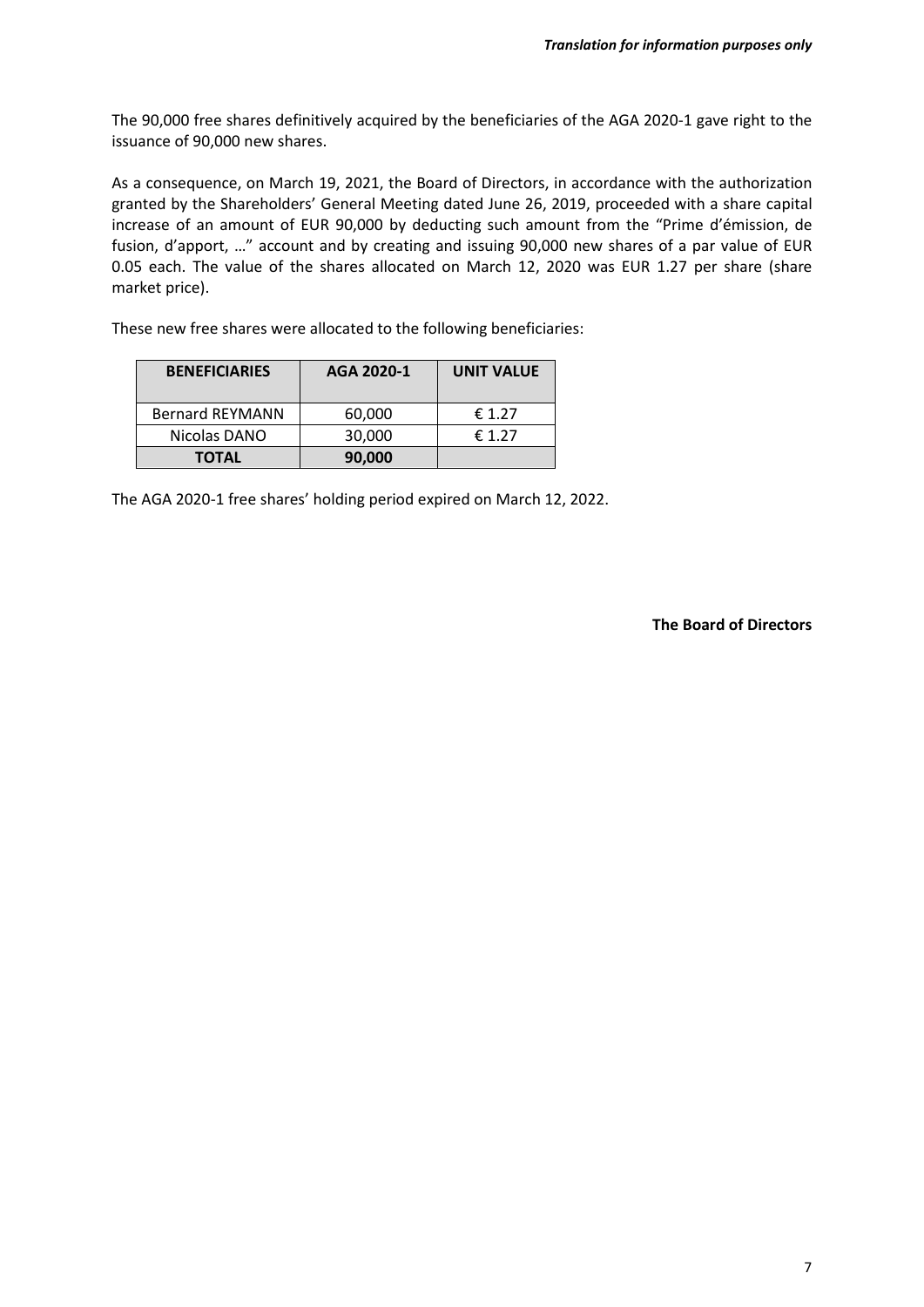The 90,000 free shares definitively acquired by the beneficiaries of the AGA 2020-1 gave right to the issuance of 90,000 new shares.

As a consequence, on March 19, 2021, the Board of Directors, in accordance with the authorization granted by the Shareholders' General Meeting dated June 26, 2019, proceeded with a share capital increase of an amount of EUR 90,000 by deducting such amount from the "Prime d'émission, de fusion, d'apport, …" account and by creating and issuing 90,000 new shares of a par value of EUR 0.05 each. The value of the shares allocated on March 12, 2020 was EUR 1.27 per share (share market price).

These new free shares were allocated to the following beneficiaries:

| BENEFICIARIES | AGA 2020-1 | UNIT VALUE |
|---|---|---|
| Bernard REYMANN | 60,000 | € 1.27 |
| Nicolas DANO | 30,000 | € 1.27 |
| **TOTAL** | **90,000** | |

The AGA 2020-1 free shares' holding period expired on March 12, 2022.

**The Board of Directors**